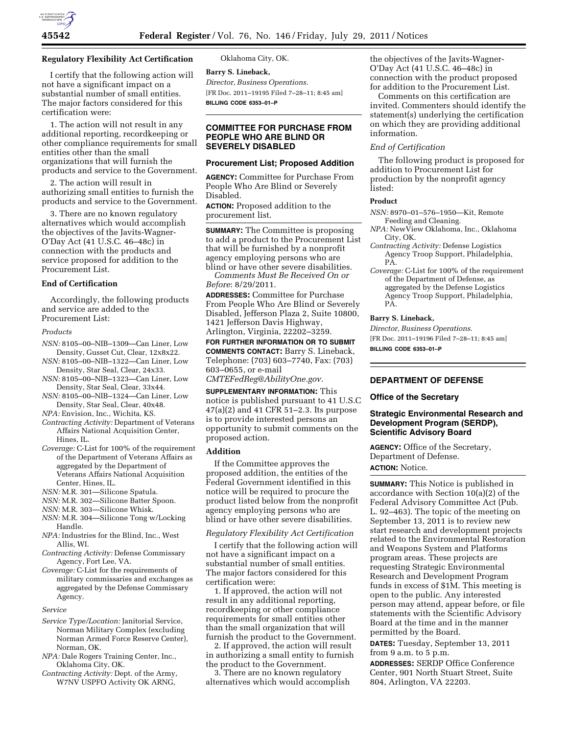**Regulatory Flexibility Act Certification**

I certify that the following action will not have a significant impact on a substantial number of small entities. The major factors considered for this certification were:

1. The action will not result in any additional reporting, recordkeeping or other compliance requirements for small entities other than the small organizations that will furnish the products and service to the Government.

2. The action will result in authorizing small entities to furnish the products and service to the Government.

3. There are no known regulatory alternatives which would accomplish the objectives of the Javits-Wagner-O'Day Act (41 U.S.C. 46–48c) in connection with the products and service proposed for addition to the Procurement List.

**End of Certification**

Accordingly, the following products and service are added to the Procurement List:

*Products*

*NSN:* 8105–00–NIB–1309—Can Liner, Low Density, Gusset Cut, Clear, 12x8x22.
*NSN:* 8105–00–NIB–1322—Can Liner, Low Density, Star Seal, Clear, 24x33.
*NSN:* 8105–00–NIB–1323—Can Liner, Low Density, Star Seal, Clear, 33x44.
*NSN:* 8105–00–NIB–1324—Can Liner, Low Density, Star Seal, Clear, 40x48.
*NPA:* Envision, Inc., Wichita, KS.
*Contracting Activity:* Department of Veterans Affairs National Acquisition Center, Hines, IL.
*Coverage:* C-List for 100% of the requirement of the Department of Veterans Affairs as aggregated by the Department of Veterans Affairs National Acquisition Center, Hines, IL.
*NSN:* M.R. 301—Silicone Spatula.
*NSN:* M.R. 302—Silicone Batter Spoon.
*NSN:* M.R. 303—Silicone Whisk.
*NSN:* M.R. 304—Silicone Tong w/Locking Handle.
*NPA:* Industries for the Blind, Inc., West Allis, WI.
*Contracting Activity:* Defense Commissary Agency, Fort Lee, VA.
*Coverage:* C-List for the requirements of military commissaries and exchanges as aggregated by the Defense Commissary Agency.

*Service*

*Service Type/Location:* Janitorial Service, Norman Military Complex (excluding Norman Armed Force Reserve Center), Norman, OK.
*NPA:* Dale Rogers Training Center, Inc., Oklahoma City, OK.
*Contracting Activity:* Dept. of the Army, W7NV USPFO Activity OK ARNG, Oklahoma City, OK.

**Barry S. Lineback,**

*Director, Business Operations.*

[FR Doc. 2011–19195 Filed 7–28–11; 8:45 am]

**BILLING CODE 6353–01–P**

## COMMITTEE FOR PURCHASE FROM PEOPLE WHO ARE BLIND OR SEVERELY DISABLED

### Procurement List; Proposed Addition

**AGENCY:** Committee for Purchase From People Who Are Blind or Severely Disabled.

**ACTION:** Proposed addition to the procurement list.

**SUMMARY:** The Committee is proposing to add a product to the Procurement List that will be furnished by a nonprofit agency employing persons who are blind or have other severe disabilities.

*Comments Must Be Received On or Before*: 8/29/2011.

**ADDRESSES:** Committee for Purchase From People Who Are Blind or Severely Disabled, Jefferson Plaza 2, Suite 10800, 1421 Jefferson Davis Highway, Arlington, Virginia, 22202–3259.

**FOR FURTHER INFORMATION OR TO SUBMIT COMMENTS CONTACT:** Barry S. Lineback, Telephone: (703) 603–7740, Fax: (703) 603–0655, or e-mail *CMTEFedReg@AbilityOne.gov*.

**SUPPLEMENTARY INFORMATION:** This notice is published pursuant to 41 U.S.C 47(a)(2) and 41 CFR 51–2.3. Its purpose is to provide interested persons an opportunity to submit comments on the proposed action.

**Addition**

If the Committee approves the proposed addition, the entities of the Federal Government identified in this notice will be required to procure the product listed below from the nonprofit agency employing persons who are blind or have other severe disabilities.

*Regulatory Flexibility Act Certification*

I certify that the following action will not have a significant impact on a substantial number of small entities. The major factors considered for this certification were:

1. If approved, the action will not result in any additional reporting, recordkeeping or other compliance requirements for small entities other than the small organization that will furnish the product to the Government.

2. If approved, the action will result in authorizing a small entity to furnish the product to the Government.

3. There are no known regulatory alternatives which would accomplish the objectives of the Javits-Wagner-O'Day Act (41 U.S.C. 46–48c) in connection with the product proposed for addition to the Procurement List.

Comments on this certification are invited. Commenters should identify the statement(s) underlying the certification on which they are providing additional information.

*End of Certification*

The following product is proposed for addition to Procurement List for production by the nonprofit agency listed:

**Product**

*NSN:* 8970–01–576–1950—Kit, Remote Feeding and Cleaning.
*NPA:* NewView Oklahoma, Inc., Oklahoma City, OK.
*Contracting Activity:* Defense Logistics Agency Troop Support, Philadelphia, PA.
*Coverage:* C-List for 100% of the requirement of the Department of Defense, as aggregated by the Defense Logistics Agency Troop Support, Philadelphia, PA.

**Barry S. Lineback,**

*Director, Business Operations.*

[FR Doc. 2011–19196 Filed 7–28–11; 8:45 am]

**BILLING CODE 6353–01–P**

## DEPARTMENT OF DEFENSE

### Office of the Secretary

### Strategic Environmental Research and Development Program (SERDP), Scientific Advisory Board

**AGENCY:** Office of the Secretary, Department of Defense.

**ACTION:** Notice.

**SUMMARY:** This Notice is published in accordance with Section 10(a)(2) of the Federal Advisory Committee Act (Pub. L. 92–463). The topic of the meeting on September 13, 2011 is to review new start research and development projects related to the Environmental Restoration and Weapons System and Platforms program areas. These projects are requesting Strategic Environmental Research and Development Program funds in excess of $1M. This meeting is open to the public. Any interested person may attend, appear before, or file statements with the Scientific Advisory Board at the time and in the manner permitted by the Board.

**DATES:** Tuesday, September 13, 2011 from 9 a.m. to 5 p.m.

**ADDRESSES:** SERDP Office Conference Center, 901 North Stuart Street, Suite 804, Arlington, VA 22203.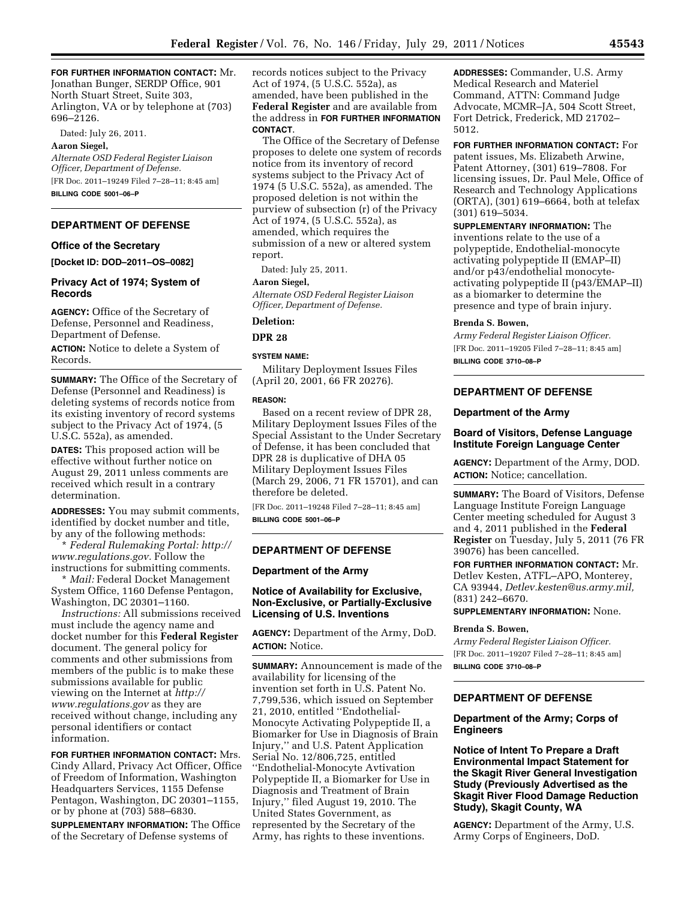**FOR FURTHER INFORMATION CONTACT:** Mr. Jonathan Bunger, SERDP Office, 901 North Stuart Street, Suite 303, Arlington, VA or by telephone at (703) 696–2126.

Dated: July 26, 2011.

**Aaron Siegel,**

*Alternate OSD Federal Register Liaison Officer, Department of Defense.*

[FR Doc. 2011–19249 Filed 7–28–11; 8:45 am]

**BILLING CODE 5001–06–P**

---

## DEPARTMENT OF DEFENSE

### Office of the Secretary

**[Docket ID: DOD–2011–OS–0082]**

### Privacy Act of 1974; System of Records

**AGENCY:** Office of the Secretary of Defense, Personnel and Readiness, Department of Defense.

**ACTION:** Notice to delete a System of Records.

---

**SUMMARY:** The Office of the Secretary of Defense (Personnel and Readiness) is deleting systems of records notice from its existing inventory of record systems subject to the Privacy Act of 1974, (5 U.S.C. 552a), as amended.

**DATES:** This proposed action will be effective without further notice on August 29, 2011 unless comments are received which result in a contrary determination.

**ADDRESSES:** You may submit comments, identified by docket number and title, by any of the following methods:

* *Federal Rulemaking Portal: http://www.regulations.gov.* Follow the instructions for submitting comments.

* *Mail:* Federal Docket Management System Office, 1160 Defense Pentagon, Washington, DC 20301–1160.

*Instructions:* All submissions received must include the agency name and docket number for this **Federal Register** document. The general policy for comments and other submissions from members of the public is to make these submissions available for public viewing on the Internet at *http://www.regulations.gov* as they are received without change, including any personal identifiers or contact information.

**FOR FURTHER INFORMATION CONTACT:** Mrs. Cindy Allard, Privacy Act Officer, Office of Freedom of Information, Washington Headquarters Services, 1155 Defense Pentagon, Washington, DC 20301–1155, or by phone at (703) 588–6830.

**SUPPLEMENTARY INFORMATION:** The Office of the Secretary of Defense systems of records notices subject to the Privacy Act of 1974, (5 U.S.C. 552a), as amended, have been published in the **Federal Register** and are available from the address in **FOR FURTHER INFORMATION CONTACT**.

The Office of the Secretary of Defense proposes to delete one system of records notice from its inventory of record systems subject to the Privacy Act of 1974 (5 U.S.C. 552a), as amended. The proposed deletion is not within the purview of subsection (r) of the Privacy Act of 1974, (5 U.S.C. 552a), as amended, which requires the submission of a new or altered system report.

Dated: July 25, 2011.

**Aaron Siegel,**

*Alternate OSD Federal Register Liaison Officer, Department of Defense.*

**Deletion:**

**DPR 28**

**SYSTEM NAME:**

Military Deployment Issues Files (April 20, 2001, 66 FR 20276).

**REASON:**

Based on a recent review of DPR 28, Military Deployment Issues Files of the Special Assistant to the Under Secretary of Defense, it has been concluded that DPR 28 is duplicative of DHA 05 Military Deployment Issues Files (March 29, 2006, 71 FR 15701), and can therefore be deleted.

[FR Doc. 2011–19248 Filed 7–28–11; 8:45 am]

**BILLING CODE 5001–06–P**

---

## DEPARTMENT OF DEFENSE

### Department of the Army

### Notice of Availability for Exclusive, Non-Exclusive, or Partially-Exclusive Licensing of U.S. Inventions

**AGENCY:** Department of the Army, DoD.

**ACTION:** Notice.

---

**SUMMARY:** Announcement is made of the availability for licensing of the invention set forth in U.S. Patent No. 7,799,536, which issued on September 21, 2010, entitled ''Endothelial-Monocyte Activating Polypeptide II, a Biomarker for Use in Diagnosis of Brain Injury,'' and U.S. Patent Application Serial No. 12/806,725, entitled ''Endothelial-Monocyte Avtivation Polypeptide II, a Biomarker for Use in Diagnosis and Treatment of Brain Injury,'' filed August 19, 2010. The United States Government, as represented by the Secretary of the Army, has rights to these inventions.

**ADDRESSES:** Commander, U.S. Army Medical Research and Materiel Command, ATTN: Command Judge Advocate, MCMR–JA, 504 Scott Street, Fort Detrick, Frederick, MD 21702–5012.

**FOR FURTHER INFORMATION CONTACT:** For patent issues, Ms. Elizabeth Arwine, Patent Attorney, (301) 619–7808. For licensing issues, Dr. Paul Mele, Office of Research and Technology Applications (ORTA), (301) 619–6664, both at telefax (301) 619–5034.

**SUPPLEMENTARY INFORMATION:** The inventions relate to the use of a polypeptide, Endothelial-monocyte activating polypeptide II (EMAP–II) and/or p43/endothelial monocyte-activating polypeptide II (p43/EMAP–II) as a biomarker to determine the presence and type of brain injury.

**Brenda S. Bowen,**

*Army Federal Register Liaison Officer.*

[FR Doc. 2011–19205 Filed 7–28–11; 8:45 am]

**BILLING CODE 3710–08–P**

---

## DEPARTMENT OF DEFENSE

### Department of the Army

### Board of Visitors, Defense Language Institute Foreign Language Center

**AGENCY:** Department of the Army, DOD.

**ACTION:** Notice; cancellation.

---

**SUMMARY:** The Board of Visitors, Defense Language Institute Foreign Language Center meeting scheduled for August 3 and 4, 2011 published in the **Federal Register** on Tuesday, July 5, 2011 (76 FR 39076) has been cancelled.

**FOR FURTHER INFORMATION CONTACT:** Mr. Detlev Kesten, ATFL–APO, Monterey, CA 93944, *Detlev.kesten@us.army.mil,* (831) 242–6670.

**SUPPLEMENTARY INFORMATION:** None.

**Brenda S. Bowen,**

*Army Federal Register Liaison Officer.*

[FR Doc. 2011–19207 Filed 7–28–11; 8:45 am]

**BILLING CODE 3710–08–P**

---

## DEPARTMENT OF DEFENSE

### Department of the Army; Corps of Engineers

### Notice of Intent To Prepare a Draft Environmental Impact Statement for the Skagit River General Investigation Study (Previously Advertised as the Skagit River Flood Damage Reduction Study), Skagit County, WA

**AGENCY:** Department of the Army, U.S. Army Corps of Engineers, DoD.